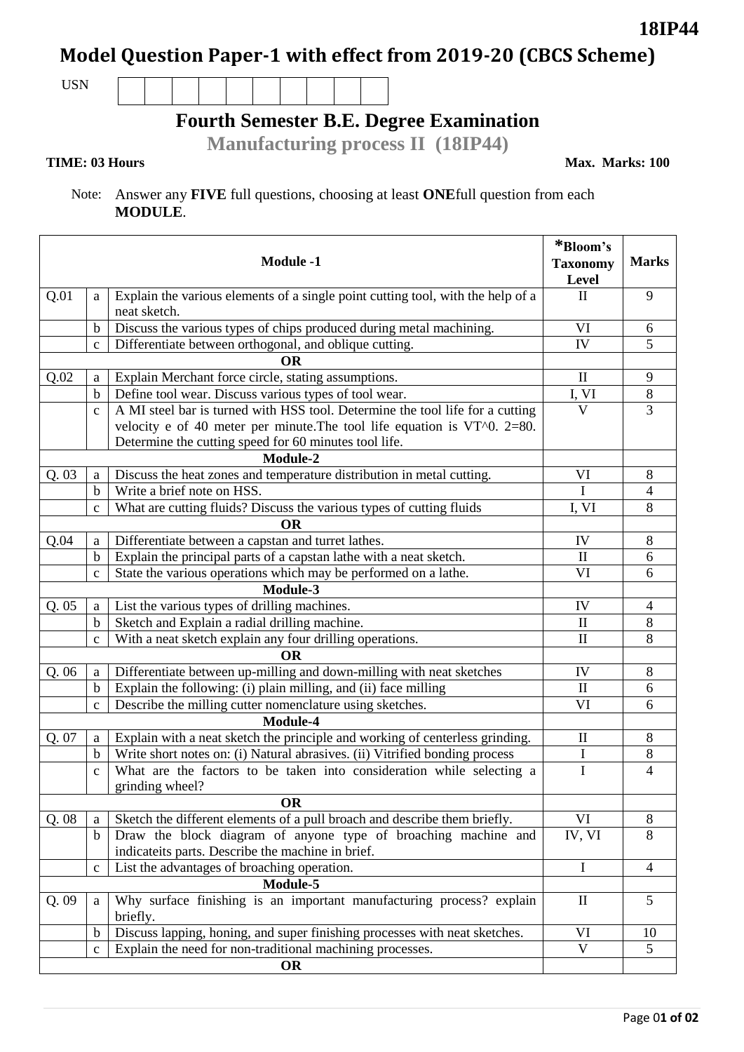18IP44

# Model Question Paper-1 with effect from 2019-20 (CBCS Scheme)

USN | | | | | | | | | | |

## Fourth Semester B.E. Degree Examination

### Manufacturing process II (18IP44)

**TIME: 03 Hours** **Max. Marks: 100**

Note: Answer any **FIVE** full questions, choosing at least **ONE**full question from each **MODULE**.

| | | **Module -1** | ***Bloom's Taxonomy Level** | **Marks** |
|---|---|---|---|---|
| Q.01 | a | Explain the various elements of a single point cutting tool, with the help of a neat sketch. | II | 9 |
| | b | Discuss the various types of chips produced during metal machining. | VI | 6 |
| | c | Differentiate between orthogonal, and oblique cutting. | IV | 5 |
| | | **OR** | | |
| Q.02 | a | Explain Merchant force circle, stating assumptions. | II | 9 |
| | b | Define tool wear. Discuss various types of tool wear. | I, VI | 8 |
| | c | A MI steel bar is turned with HSS tool. Determine the tool life for a cutting velocity e of 40 meter per minute.The tool life equation is VT^0. 2=80. Determine the cutting speed for 60 minutes tool life. | V | 3 |
| | | **Module-2** | | |
| Q. 03 | a | Discuss the heat zones and temperature distribution in metal cutting. | VI | 8 |
| | b | Write a brief note on HSS. | I | 4 |
| | c | What are cutting fluids? Discuss the various types of cutting fluids | I, VI | 8 |
| | | **OR** | | |
| Q.04 | a | Differentiate between a capstan and turret lathes. | IV | 8 |
| | b | Explain the principal parts of a capstan lathe with a neat sketch. | II | 6 |
| | c | State the various operations which may be performed on a lathe. | VI | 6 |
| | | **Module-3** | | |
| Q. 05 | a | List the various types of drilling machines. | IV | 4 |
| | b | Sketch and Explain a radial drilling machine. | II | 8 |
| | c | With a neat sketch explain any four drilling operations. | II | 8 |
| | | **OR** | | |
| Q. 06 | a | Differentiate between up-milling and down-milling with neat sketches | IV | 8 |
| | b | Explain the following: (i) plain milling, and (ii) face milling | II | 6 |
| | c | Describe the milling cutter nomenclature using sketches. | VI | 6 |
| | | **Module-4** | | |
| Q. 07 | a | Explain with a neat sketch the principle and working of centerless grinding. | II | 8 |
| | b | Write short notes on: (i) Natural abrasives. (ii) Vitrified bonding process | I | 8 |
| | c | What are the factors to be taken into consideration while selecting a grinding wheel? | I | 4 |
| | | **OR** | | |
| Q. 08 | a | Sketch the different elements of a pull broach and describe them briefly. | VI | 8 |
| | b | Draw the block diagram of anyone type of broaching machine and indicateits parts. Describe the machine in brief. | IV, VI | 8 |
| | c | List the advantages of broaching operation. | I | 4 |
| | | **Module-5** | | |
| Q. 09 | a | Why surface finishing is an important manufacturing process? explain briefly. | II | 5 |
| | b | Discuss lapping, honing, and super finishing processes with neat sketches. | VI | 10 |
| | c | Explain the need for non-traditional machining processes. | V | 5 |
| | | **OR** | | |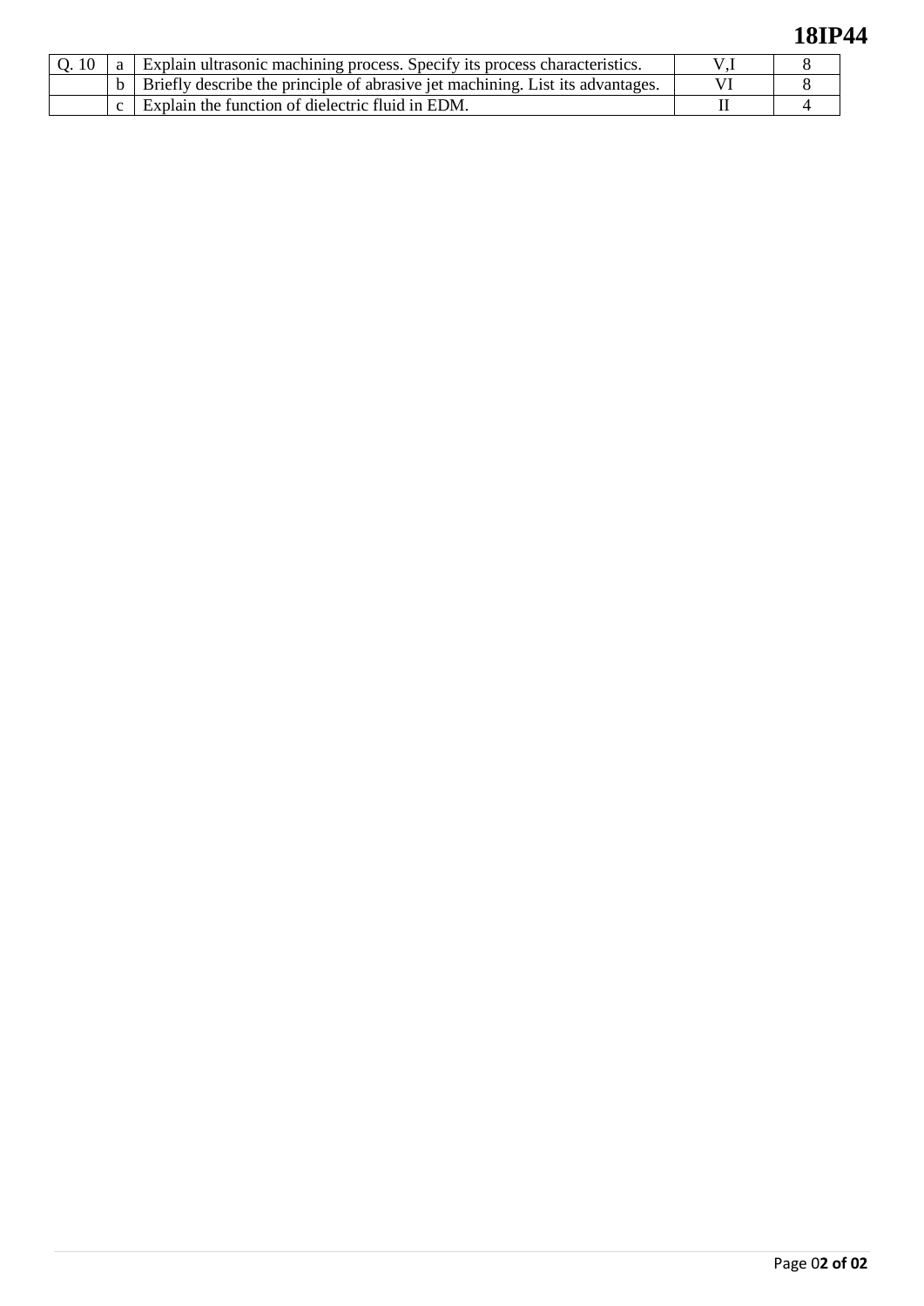| | | | | |
|---|---|---|---|---|
| Q. 10 | a | Explain ultrasonic machining process. Specify its process characteristics. | V,I | 8 |
| | b | Briefly describe the principle of abrasive jet machining. List its advantages. | VI | 8 |
| | c | Explain the function of dielectric fluid in EDM. | II | 4 |